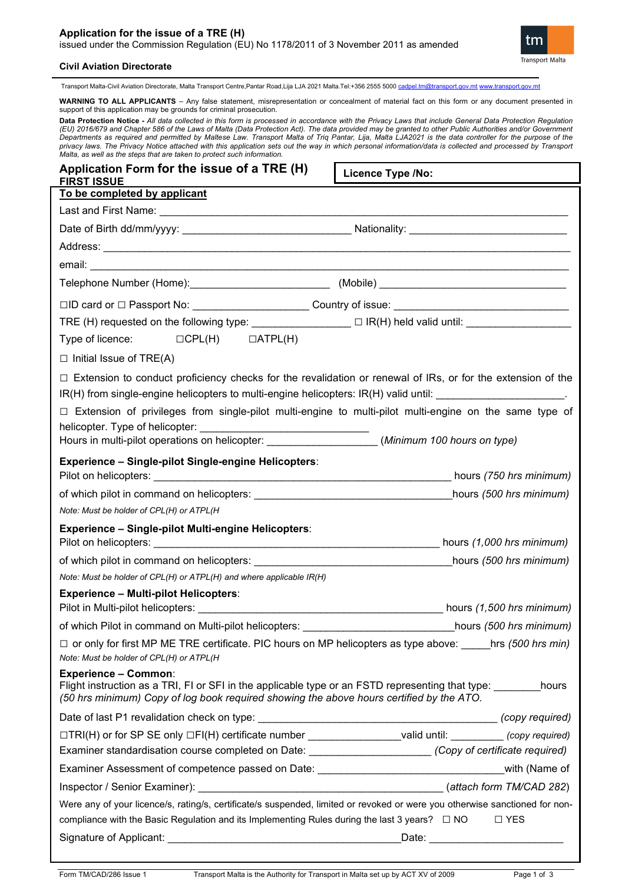## Application for the issue of a TRE (H)

issued under the Commission Regulation (EU) No 1178/2011 of 3 November 2011 as amended

**Civil Aviation Directorate**

Transport Malta-Civil Aviation Directorate, Malta Transport Centre,Pantar Road,Lija LJA 2021 Malta.Tel:+356 2555 5000 cadpel.tm@transport.gov.mt www.transport.gov.mt

**WARNING TO ALL APPLICANTS** – Any false statement, misrepresentation or concealment of material fact on this form or any document presented in support of this application may be grounds for criminal prosecution.

**Data Protection Notice -** *All data collected in this form is processed in accordance with the Privacy Laws that include General Data Protection Regulation (EU) 2016/679 and Chapter 586 of the Laws of Malta (Data Protection Act). The data provided may be granted to other Public Authorities and/or Government Departments as required and permitted by Maltese Law. Transport Malta of Triq Pantar, Lija, Malta LJA2021 is the data controller for the purpose of the privacy laws. The Privacy Notice attached with this application sets out the way in which personal information/data is collected and processed by Transport Malta, as well as the steps that are taken to protect such information.*

## Application Form for the issue of a TRE (H) FIRST ISSUE

**Licence Type /No:**

**To be completed by applicant**

Last and First Name: ____________________

Date of Birth dd/mm/yyyy: ____________________ Nationality: ____________________

Address: ____________________

email: ____________________

Telephone Number (Home): ____________________ (Mobile) ____________________

☐ID card or ☐ Passport No: ____________________ Country of issue: ____________________

TRE (H) requested on the following type: ________________ ☐ IR(H) held valid until: ________________

Type of licence: ☐CPL(H) ☐ATPL(H)

☐ Initial Issue of TRE(A)

☐ Extension to conduct proficiency checks for the revalidation or renewal of IRs, or for the extension of the IR(H) from single-engine helicopters to multi-engine helicopters: IR(H) valid until: ____________________.

☐ Extension of privileges from single-pilot multi-engine to multi-pilot multi-engine on the same type of helicopter. Type of helicopter: ____________________
Hours in multi-pilot operations on helicopter: ________________ *(Minimum 100 hours on type)*

**Experience – Single-pilot Single-engine Helicopters**:
Pilot on helicopters: ____________________ hours *(750 hrs minimum)*

of which pilot in command on helicopters: ____________________hours *(500 hrs minimum)*

*Note: Must be holder of CPL(H) or ATPL(H*

**Experience – Single-pilot Multi-engine Helicopters**:
Pilot on helicopters: ____________________ hours *(1,000 hrs minimum)*

of which pilot in command on helicopters: ____________________hours *(500 hrs minimum)*

*Note: Must be holder of CPL(H) or ATPL(H) and where applicable IR(H)*

**Experience – Multi-pilot Helicopters**:
Pilot in Multi-pilot helicopters: ____________________ hours *(1,500 hrs minimum)*

of which Pilot in command on Multi-pilot helicopters: ____________________hours *(500 hrs minimum)*

☐ or only for first MP ME TRE certificate. PIC hours on MP helicopters as type above: _____hrs *(500 hrs min)*

*Note: Must be holder of CPL(H) or ATPL(H*

**Experience – Common**:
Flight instruction as a TRI, FI or SFI in the applicable type or an FSTD representing that type: ________hours *(50 hrs minimum) Copy of log book required showing the above hours certified by the ATO.*

Date of last P1 revalidation check on type: ____________________ *(copy required)*

☐TRI(H) or for SP SE only ☐FI(H) certificate number ________________valid until: _________ *(copy required)*

Examiner standardisation course completed on Date: ____________________ *(Copy of certificate required)*

Examiner Assessment of competence passed on Date: ____________________with (Name of Inspector / Senior Examiner): ____________________ (*attach form TM/CAD 282*)

Were any of your licence/s, rating/s, certificate/s suspended, limited or revoked or were you otherwise sanctioned for non-compliance with the Basic Regulation and its Implementing Rules during the last 3 years? ☐ NO ☐ YES

Signature of Applicant: ____________________Date: ____________________

Form TM/CAD/286 Issue 1 Transport Malta is the Authority for Transport in Malta set up by ACT XV of 2009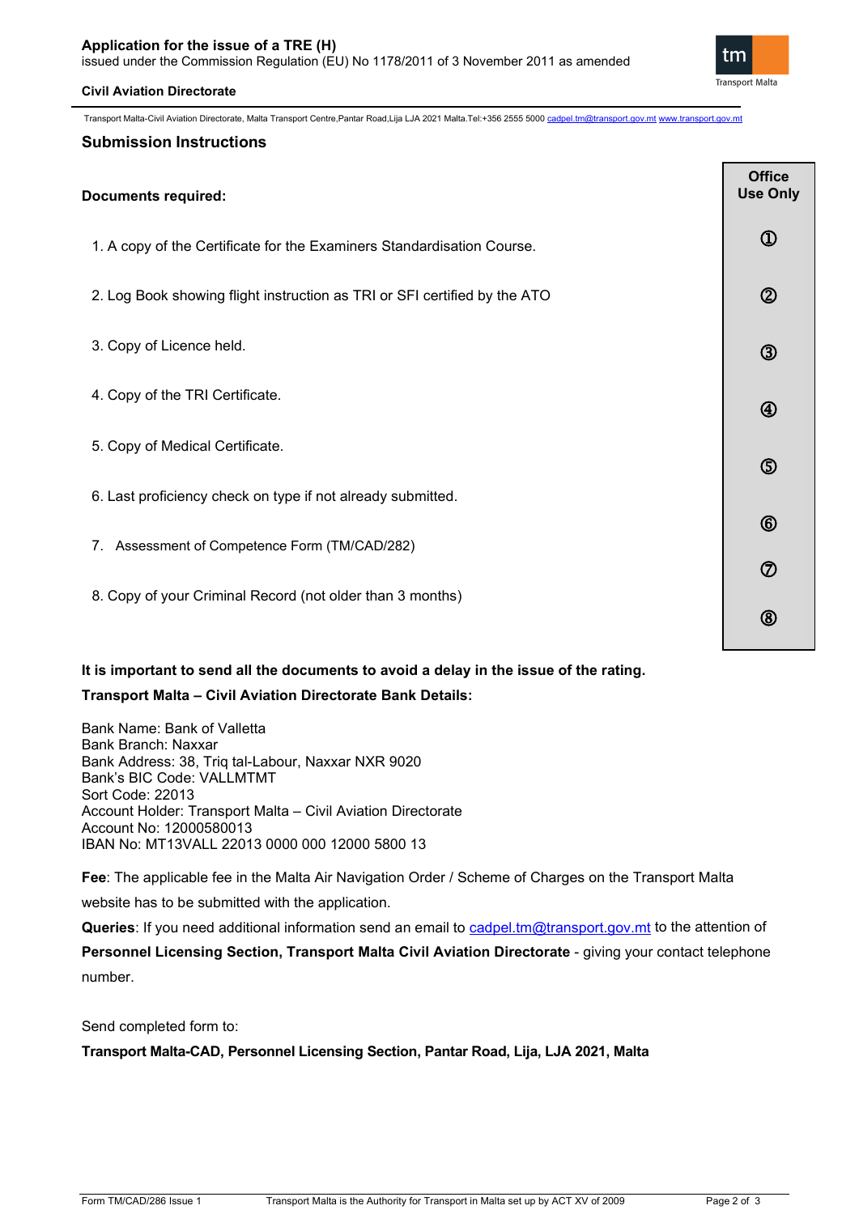## Submission Instructions

| Documents required: | Office Use Only |
|---|---|
| 1. A copy of the Certificate for the Examiners Standardisation Course. | ① |
| 2. Log Book showing flight instruction as TRI or SFI certified by the ATO | ② |
| 3. Copy of Licence held. | ③ |
| 4. Copy of the TRI Certificate. | ④ |
| 5. Copy of Medical Certificate. | ⑤ |
| 6. Last proficiency check on type if not already submitted. | ⑥ |
| 7. Assessment of Competence Form (TM/CAD/282) | ⑦ |
| 8. Copy of your Criminal Record (not older than 3 months) | ⑧ |

**It is important to send all the documents to avoid a delay in the issue of the rating.**

**Transport Malta – Civil Aviation Directorate Bank Details:**

Bank Name: Bank of Valletta
Bank Branch: Naxxar
Bank Address: 38, Triq tal-Labour, Naxxar NXR 9020
Bank's BIC Code: VALLMTMT
Sort Code: 22013
Account Holder: Transport Malta – Civil Aviation Directorate
Account No: 12000580013
IBAN No: MT13VALL 22013 0000 000 12000 5800 13

**Fee**: The applicable fee in the Malta Air Navigation Order / Scheme of Charges on the Transport Malta website has to be submitted with the application.

**Queries**: If you need additional information send an email to cadpel.tm@transport.gov.mt to the attention of **Personnel Licensing Section, Transport Malta Civil Aviation Directorate** - giving your contact telephone number.

Send completed form to:

**Transport Malta-CAD, Personnel Licensing Section, Pantar Road, Lija, LJA 2021, Malta**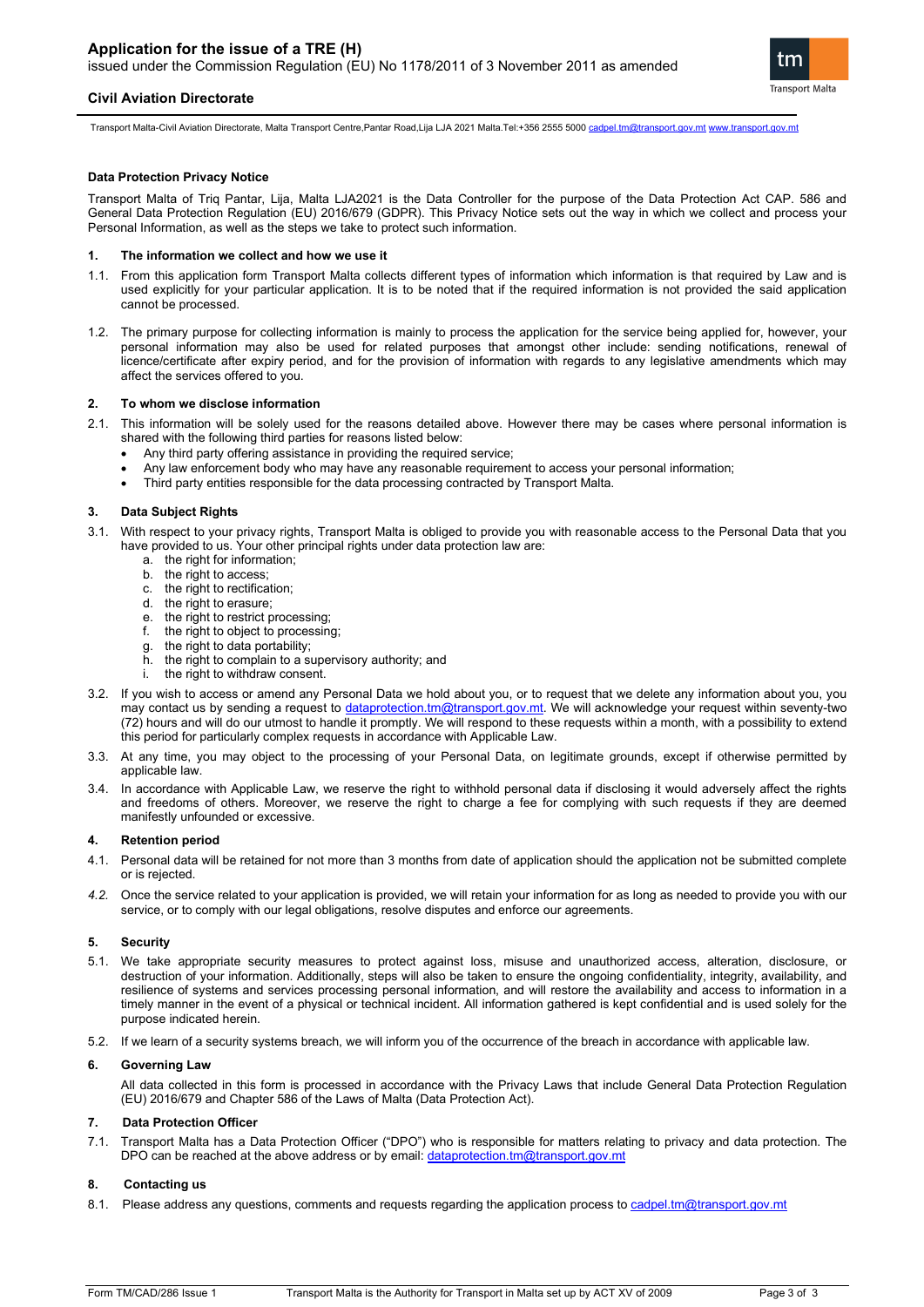**Data Protection Privacy Notice**

Transport Malta of Triq Pantar, Lija, Malta LJA2021 is the Data Controller for the purpose of the Data Protection Act CAP. 586 and General Data Protection Regulation (EU) 2016/679 (GDPR). This Privacy Notice sets out the way in which we collect and process your Personal Information, as well as the steps we take to protect such information.

**1. The information we collect and how we use it**

1.1. From this application form Transport Malta collects different types of information which information is that required by Law and is used explicitly for your particular application. It is to be noted that if the required information is not provided the said application cannot be processed.

1.2. The primary purpose for collecting information is mainly to process the application for the service being applied for, however, your personal information may also be used for related purposes that amongst other include: sending notifications, renewal of licence/certificate after expiry period, and for the provision of information with regards to any legislative amendments which may affect the services offered to you.

**2. To whom we disclose information**

2.1. This information will be solely used for the reasons detailed above. However there may be cases where personal information is shared with the following third parties for reasons listed below:
- Any third party offering assistance in providing the required service;
- Any law enforcement body who may have any reasonable requirement to access your personal information;
- Third party entities responsible for the data processing contracted by Transport Malta.

**3. Data Subject Rights**

3.1. With respect to your privacy rights, Transport Malta is obliged to provide you with reasonable access to the Personal Data that you have provided to us. Your other principal rights under data protection law are:
   a. the right for information;
   b. the right to access;
   c. the right to rectification;
   d. the right to erasure;
   e. the right to restrict processing;
   f. the right to object to processing;
   g. the right to data portability;
   h. the right to complain to a supervisory authority; and
   i. the right to withdraw consent.

3.2. If you wish to access or amend any Personal Data we hold about you, or to request that we delete any information about you, you may contact us by sending a request to dataprotection.tm@transport.gov.mt. We will acknowledge your request within seventy-two (72) hours and will do our utmost to handle it promptly. We will respond to these requests within a month, with a possibility to extend this period for particularly complex requests in accordance with Applicable Law.

3.3. At any time, you may object to the processing of your Personal Data, on legitimate grounds, except if otherwise permitted by applicable law.

3.4. In accordance with Applicable Law, we reserve the right to withhold personal data if disclosing it would adversely affect the rights and freedoms of others. Moreover, we reserve the right to charge a fee for complying with such requests if they are deemed manifestly unfounded or excessive.

**4. Retention period**

4.1. Personal data will be retained for not more than 3 months from date of application should the application not be submitted complete or is rejected.

*4.2.* Once the service related to your application is provided, we will retain your information for as long as needed to provide you with our service, or to comply with our legal obligations, resolve disputes and enforce our agreements.

**5. Security**

5.1. We take appropriate security measures to protect against loss, misuse and unauthorized access, alteration, disclosure, or destruction of your information. Additionally, steps will also be taken to ensure the ongoing confidentiality, integrity, availability, and resilience of systems and services processing personal information, and will restore the availability and access to information in a timely manner in the event of a physical or technical incident. All information gathered is kept confidential and is used solely for the purpose indicated herein.

5.2. If we learn of a security systems breach, we will inform you of the occurrence of the breach in accordance with applicable law.

**6. Governing Law**

All data collected in this form is processed in accordance with the Privacy Laws that include General Data Protection Regulation (EU) 2016/679 and Chapter 586 of the Laws of Malta (Data Protection Act).

**7. Data Protection Officer**

7.1. Transport Malta has a Data Protection Officer ("DPO") who is responsible for matters relating to privacy and data protection. The DPO can be reached at the above address or by email: dataprotection.tm@transport.gov.mt

**8. Contacting us**

8.1. Please address any questions, comments and requests regarding the application process to cadpel.tm@transport.gov.mt